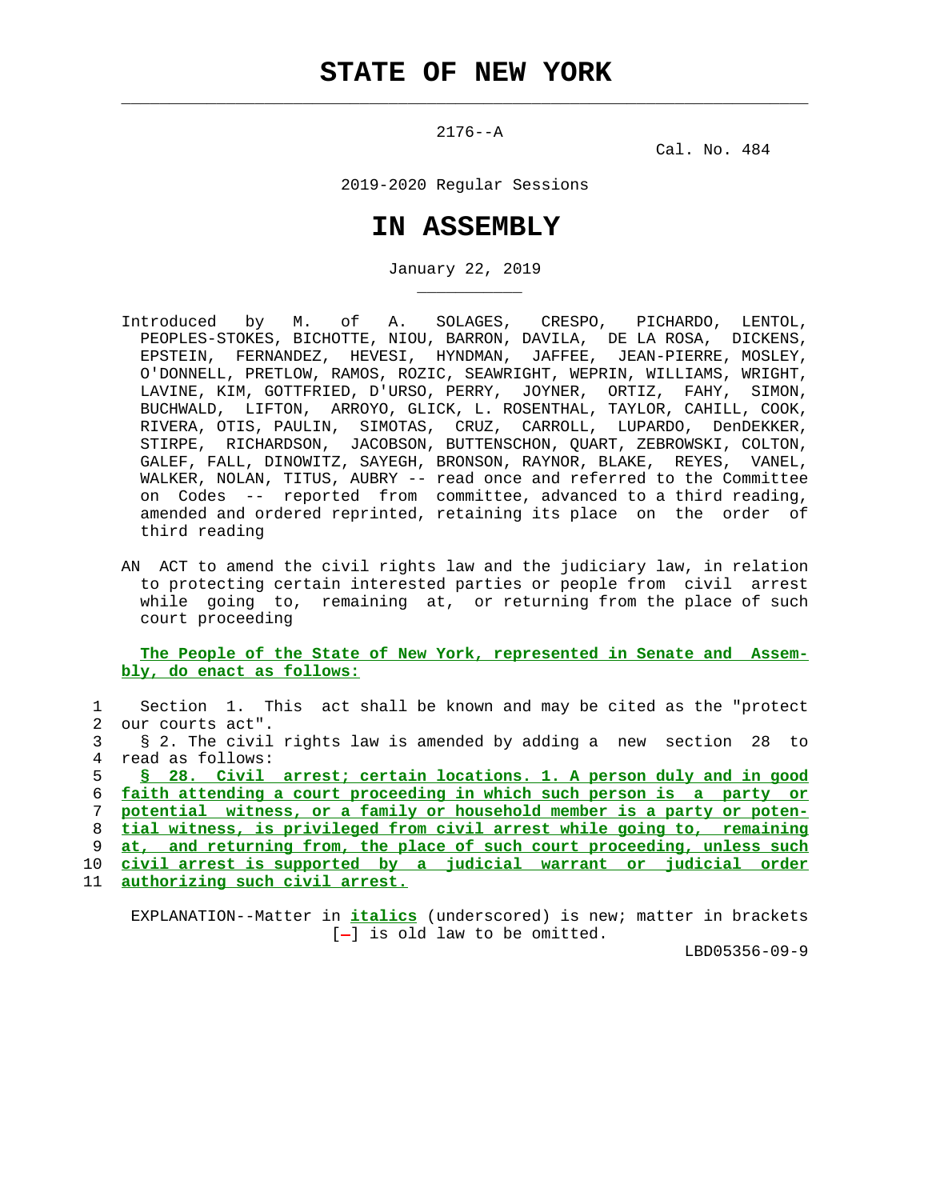# STATE OF NEW YORK

2176--A

Cal. No. 484

2019-2020 Regular Sessions

# IN ASSEMBLY

January 22, 2019

Introduced by M. of A. SOLAGES, CRESPO, PICHARDO, LENTOL, PEOPLES-STOKES, BICHOTTE, NIOU, BARRON, DAVILA, DE LA ROSA, DICKENS, EPSTEIN, FERNANDEZ, HEVESI, HYNDMAN, JAFFEE, JEAN-PIERRE, MOSLEY, O'DONNELL, PRETLOW, RAMOS, ROZIC, SEAWRIGHT, WEPRIN, WILLIAMS, WRIGHT, LAVINE, KIM, GOTTFRIED, D'URSO, PERRY, JOYNER, ORTIZ, FAHY, SIMON, BUCHWALD, LIFTON, ARROYO, GLICK, L. ROSENTHAL, TAYLOR, CAHILL, COOK, RIVERA, OTIS, PAULIN, SIMOTAS, CRUZ, CARROLL, LUPARDO, DenDEKKER, STIRPE, RICHARDSON, JACOBSON, BUTTENSCHON, QUART, ZEBROWSKI, COLTON, GALEF, FALL, DINOWITZ, SAYEGH, BRONSON, RAYNOR, BLAKE, REYES, VANEL, WALKER, NOLAN, TITUS, AUBRY -- read once and referred to the Committee on Codes -- reported from committee, advanced to a third reading, amended and ordered reprinted, retaining its place on the order of third reading

AN ACT to amend the civil rights law and the judiciary law, in relation to protecting certain interested parties or people from civil arrest while going to, remaining at, or returning from the place of such court proceeding

**The People of the State of New York, represented in Senate and Assembly, do enact as follows:**

1 Section 1. This act shall be known and may be cited as the "protect
2 our courts act".
3 § 2. The civil rights law is amended by adding a new section 28 to
4 read as follows:
5 **§ 28. Civil arrest; certain locations. 1. A person duly and in good**
6 **faith attending a court proceeding in which such person is a party or**
7 **potential witness, or a family or household member is a party or poten-**
8 **tial witness, is privileged from civil arrest while going to, remaining**
9 **at, and returning from, the place of such court proceeding, unless such**
10 **civil arrest is supported by a judicial warrant or judicial order**
11 **authorizing such civil arrest.**

EXPLANATION--Matter in ***italics*** (underscored) is new; matter in brackets [-] is old law to be omitted.

LBD05356-09-9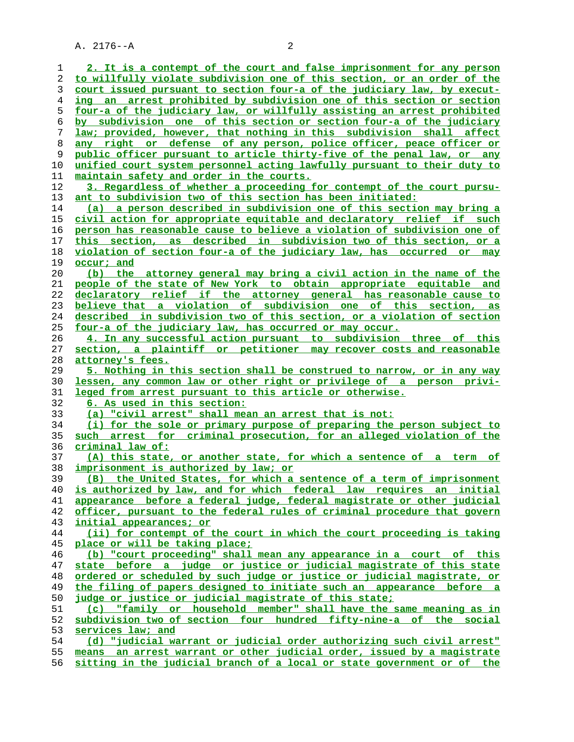2. It is a contempt of the court and false imprisonment for any person to willfully violate subdivision one of this section, or an order of the court issued pursuant to section four-a of the judiciary law, by executing an arrest prohibited by subdivision one of this section or section four-a of the judiciary law, or willfully assisting an arrest prohibited by subdivision one of this section or section four-a of the judiciary law; provided, however, that nothing in this subdivision shall affect any right or defense of any person, police officer, peace officer or public officer pursuant to article thirty-five of the penal law, or any unified court system personnel acting lawfully pursuant to their duty to maintain safety and order in the courts.

3. Regardless of whether a proceeding for contempt of the court pursuant to subdivision two of this section has been initiated:

(a) a person described in subdivision one of this section may bring a civil action for appropriate equitable and declaratory relief if such person has reasonable cause to believe a violation of subdivision one of this section, as described in subdivision two of this section, or a violation of section four-a of the judiciary law, has occurred or may occur; and

(b) the attorney general may bring a civil action in the name of the people of the state of New York to obtain appropriate equitable and declaratory relief if the attorney general has reasonable cause to believe that a violation of subdivision one of this section, as described in subdivision two of this section, or a violation of section four-a of the judiciary law, has occurred or may occur.

4. In any successful action pursuant to subdivision three of this section, a plaintiff or petitioner may recover costs and reasonable attorney's fees.

5. Nothing in this section shall be construed to narrow, or in any way lessen, any common law or other right or privilege of a person privileged from arrest pursuant to this article or otherwise.

6. As used in this section:

(a) "civil arrest" shall mean an arrest that is not:

(i) for the sole or primary purpose of preparing the person subject to such arrest for criminal prosecution, for an alleged violation of the criminal law of:

(A) this state, or another state, for which a sentence of a term of imprisonment is authorized by law; or

(B) the United States, for which a sentence of a term of imprisonment is authorized by law, and for which federal law requires an initial appearance before a federal judge, federal magistrate or other judicial officer, pursuant to the federal rules of criminal procedure that govern initial appearances; or

(ii) for contempt of the court in which the court proceeding is taking place or will be taking place;

(b) "court proceeding" shall mean any appearance in a court of this state before a judge or justice or judicial magistrate of this state ordered or scheduled by such judge or justice or judicial magistrate, or the filing of papers designed to initiate such an appearance before a judge or justice or judicial magistrate of this state;

(c) "family or household member" shall have the same meaning as in subdivision two of section four hundred fifty-nine-a of the social services law; and

(d) "judicial warrant or judicial order authorizing such civil arrest" means an arrest warrant or other judicial order, issued by a magistrate sitting in the judicial branch of a local or state government or of the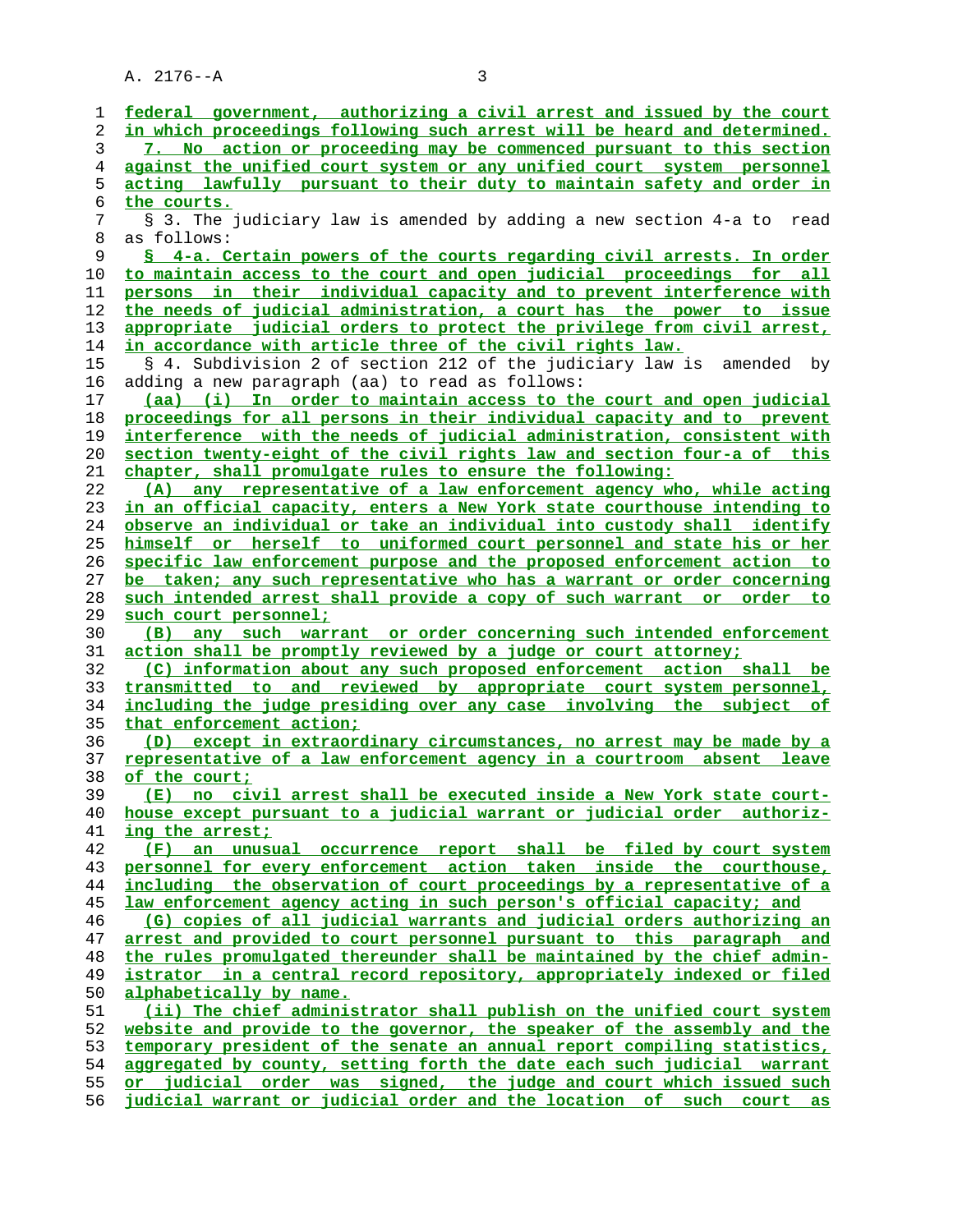federal government, authorizing a civil arrest and issued by the court in which proceedings following such arrest will be heard and determined.

7. No action or proceeding may be commenced pursuant to this section against the unified court system or any unified court system personnel acting lawfully pursuant to their duty to maintain safety and order in the courts.

§ 3. The judiciary law is amended by adding a new section 4-a to read as follows:

§ 4-a. Certain powers of the courts regarding civil arrests. In order to maintain access to the court and open judicial proceedings for all persons in their individual capacity and to prevent interference with the needs of judicial administration, a court has the power to issue appropriate judicial orders to protect the privilege from civil arrest, in accordance with article three of the civil rights law.

§ 4. Subdivision 2 of section 212 of the judiciary law is amended by adding a new paragraph (aa) to read as follows:

(aa) (i) In order to maintain access to the court and open judicial proceedings for all persons in their individual capacity and to prevent interference with the needs of judicial administration, consistent with section twenty-eight of the civil rights law and section four-a of this chapter, shall promulgate rules to ensure the following:

(A) any representative of a law enforcement agency who, while acting in an official capacity, enters a New York state courthouse intending to observe an individual or take an individual into custody shall identify himself or herself to uniformed court personnel and state his or her specific law enforcement purpose and the proposed enforcement action to be taken; any such representative who has a warrant or order concerning such intended arrest shall provide a copy of such warrant or order to such court personnel;

(B) any such warrant or order concerning such intended enforcement action shall be promptly reviewed by a judge or court attorney;

(C) information about any such proposed enforcement action shall be transmitted to and reviewed by appropriate court system personnel, including the judge presiding over any case involving the subject of that enforcement action;

(D) except in extraordinary circumstances, no arrest may be made by a representative of a law enforcement agency in a courtroom absent leave of the court;

(E) no civil arrest shall be executed inside a New York state courthouse except pursuant to a judicial warrant or judicial order authorizing the arrest;

(F) an unusual occurrence report shall be filed by court system personnel for every enforcement action taken inside the courthouse, including the observation of court proceedings by a representative of a law enforcement agency acting in such person's official capacity; and

(G) copies of all judicial warrants and judicial orders authorizing an arrest and provided to court personnel pursuant to this paragraph and the rules promulgated thereunder shall be maintained by the chief administrator in a central record repository, appropriately indexed or filed alphabetically by name.

(ii) The chief administrator shall publish on the unified court system website and provide to the governor, the speaker of the assembly and the temporary president of the senate an annual report compiling statistics, aggregated by county, setting forth the date each such judicial warrant or judicial order was signed, the judge and court which issued such judicial warrant or judicial order and the location of such court as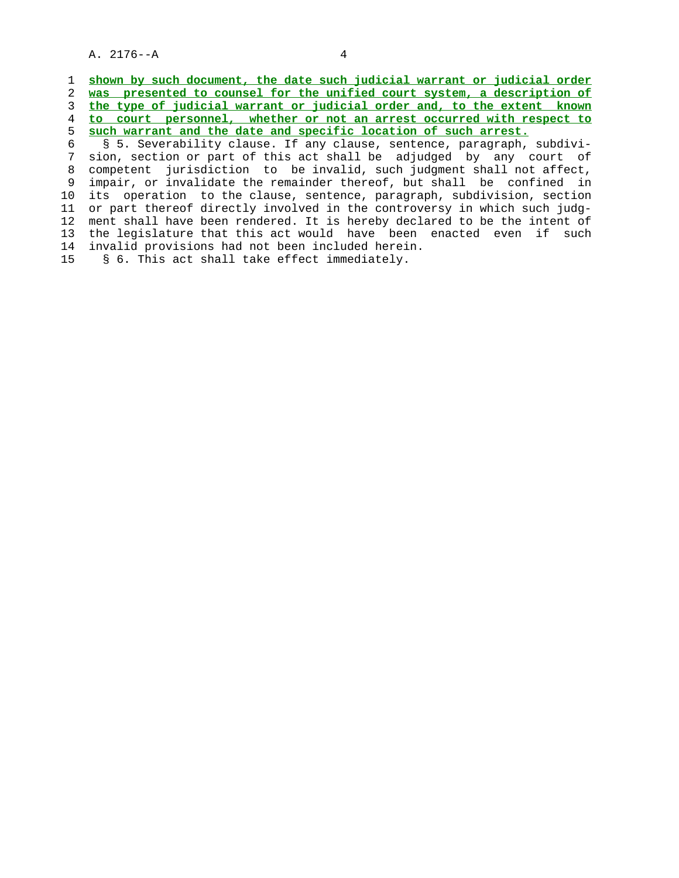**shown by such document, the date such judicial warrant or judicial order was presented to counsel for the unified court system, a description of the type of judicial warrant or judicial order and, to the extent known to court personnel, whether or not an arrest occurred with respect to such warrant and the date and specific location of such arrest.**

§ 5. Severability clause. If any clause, sentence, paragraph, subdivision, section or part of this act shall be adjudged by any court of competent jurisdiction to be invalid, such judgment shall not affect, impair, or invalidate the remainder thereof, but shall be confined in its operation to the clause, sentence, paragraph, subdivision, section or part thereof directly involved in the controversy in which such judgment shall have been rendered. It is hereby declared to be the intent of the legislature that this act would have been enacted even if such invalid provisions had not been included herein.

§ 6. This act shall take effect immediately.